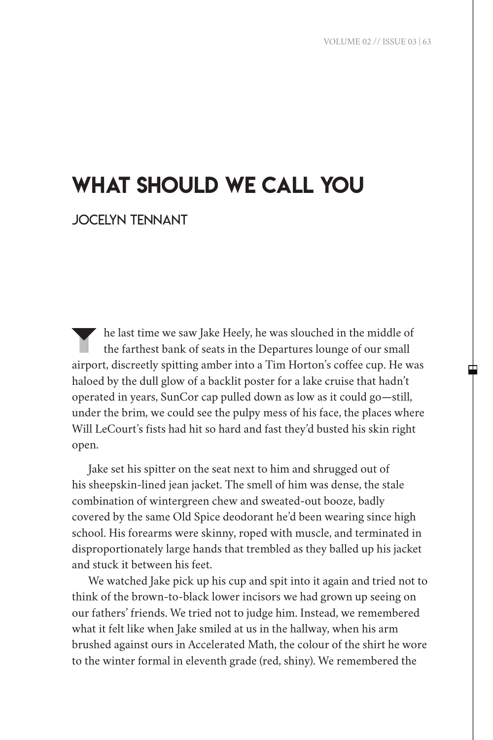# WHAT SHOULD WE CALL YOU

## JOCELYN TENNANT

The last time we saw Jake Heely, he was slouched in the middle of the farthest bank of seats in the Departures lounge of our small airport, discreetly spitting amber into a Tim Horton's coffee cup. He was haloed by the dull glow of a backlit poster for a lake cruise that hadn't operated in years, SunCor cap pulled down as low as it could go—still, under the brim, we could see the pulpy mess of his face, the places where Will LeCourt's fists had hit so hard and fast they'd busted his skin right open.

Jake set his spitter on the seat next to him and shrugged out of his sheepskin-lined jean jacket. The smell of him was dense, the stale combination of wintergreen chew and sweated-out booze, badly covered by the same Old Spice deodorant he'd been wearing since high school. His forearms were skinny, roped with muscle, and terminated in disproportionately large hands that trembled as they balled up his jacket and stuck it between his feet.

We watched Jake pick up his cup and spit into it again and tried not to think of the brown-to-black lower incisors we had grown up seeing on our fathers' friends. We tried not to judge him. Instead, we remembered what it felt like when Jake smiled at us in the hallway, when his arm brushed against ours in Accelerated Math, the colour of the shirt he wore to the winter formal in eleventh grade (red, shiny). We remembered the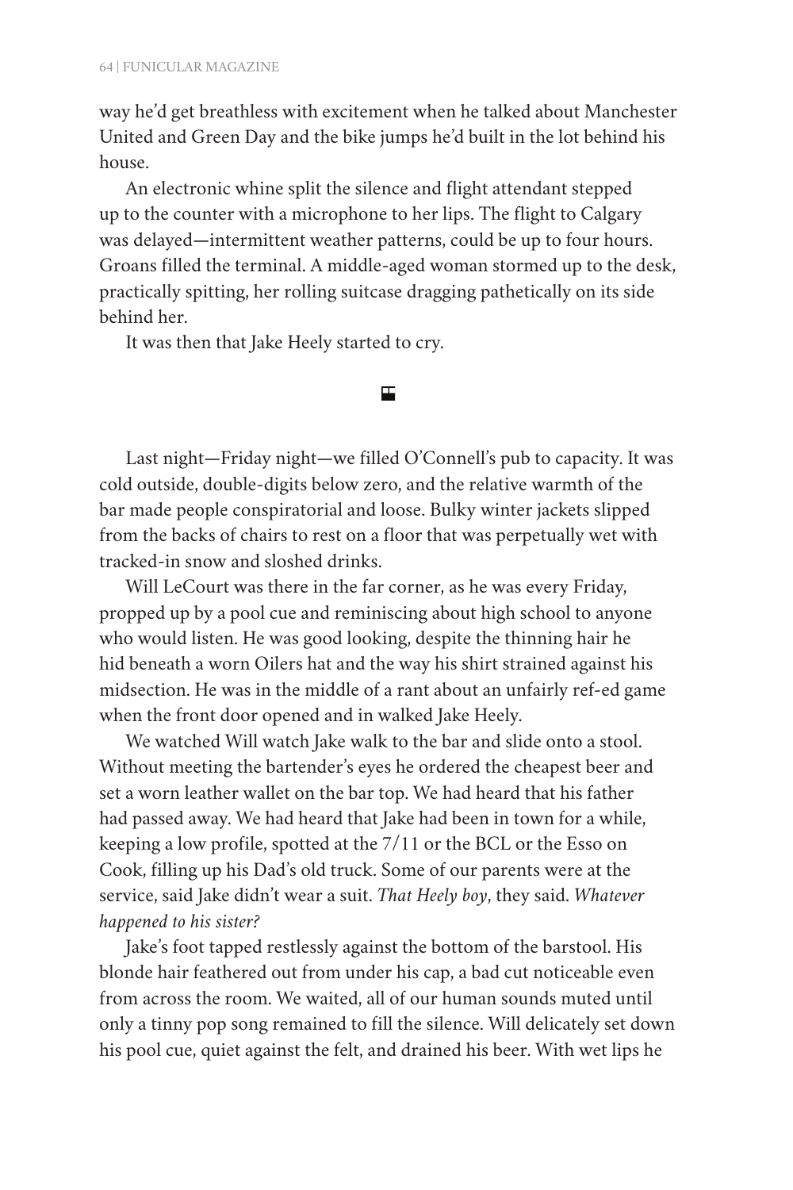way he'd get breathless with excitement when he talked about Manchester United and Green Day and the bike jumps he'd built in the lot behind his house.

An electronic whine split the silence and flight attendant stepped up to the counter with a microphone to her lips. The flight to Calgary was delayed—intermittent weather patterns, could be up to four hours. Groans filled the terminal. A middle-aged woman stormed up to the desk, practically spitting, her rolling suitcase dragging pathetically on its side behind her.

It was then that Jake Heely started to cry.

---

Last night—Friday night—we filled O'Connell's pub to capacity. It was cold outside, double-digits below zero, and the relative warmth of the bar made people conspiratorial and loose. Bulky winter jackets slipped from the backs of chairs to rest on a floor that was perpetually wet with tracked-in snow and sloshed drinks.

Will LeCourt was there in the far corner, as he was every Friday, propped up by a pool cue and reminiscing about high school to anyone who would listen. He was good looking, despite the thinning hair he hid beneath a worn Oilers hat and the way his shirt strained against his midsection. He was in the middle of a rant about an unfairly ref-ed game when the front door opened and in walked Jake Heely.

We watched Will watch Jake walk to the bar and slide onto a stool. Without meeting the bartender's eyes he ordered the cheapest beer and set a worn leather wallet on the bar top. We had heard that his father had passed away. We had heard that Jake had been in town for a while, keeping a low profile, spotted at the 7/11 or the BCL or the Esso on Cook, filling up his Dad's old truck. Some of our parents were at the service, said Jake didn't wear a suit. *That Heely boy*, they said. *Whatever happened to his sister?*

Jake's foot tapped restlessly against the bottom of the barstool. His blonde hair feathered out from under his cap, a bad cut noticeable even from across the room. We waited, all of our human sounds muted until only a tinny pop song remained to fill the silence. Will delicately set down his pool cue, quiet against the felt, and drained his beer. With wet lips he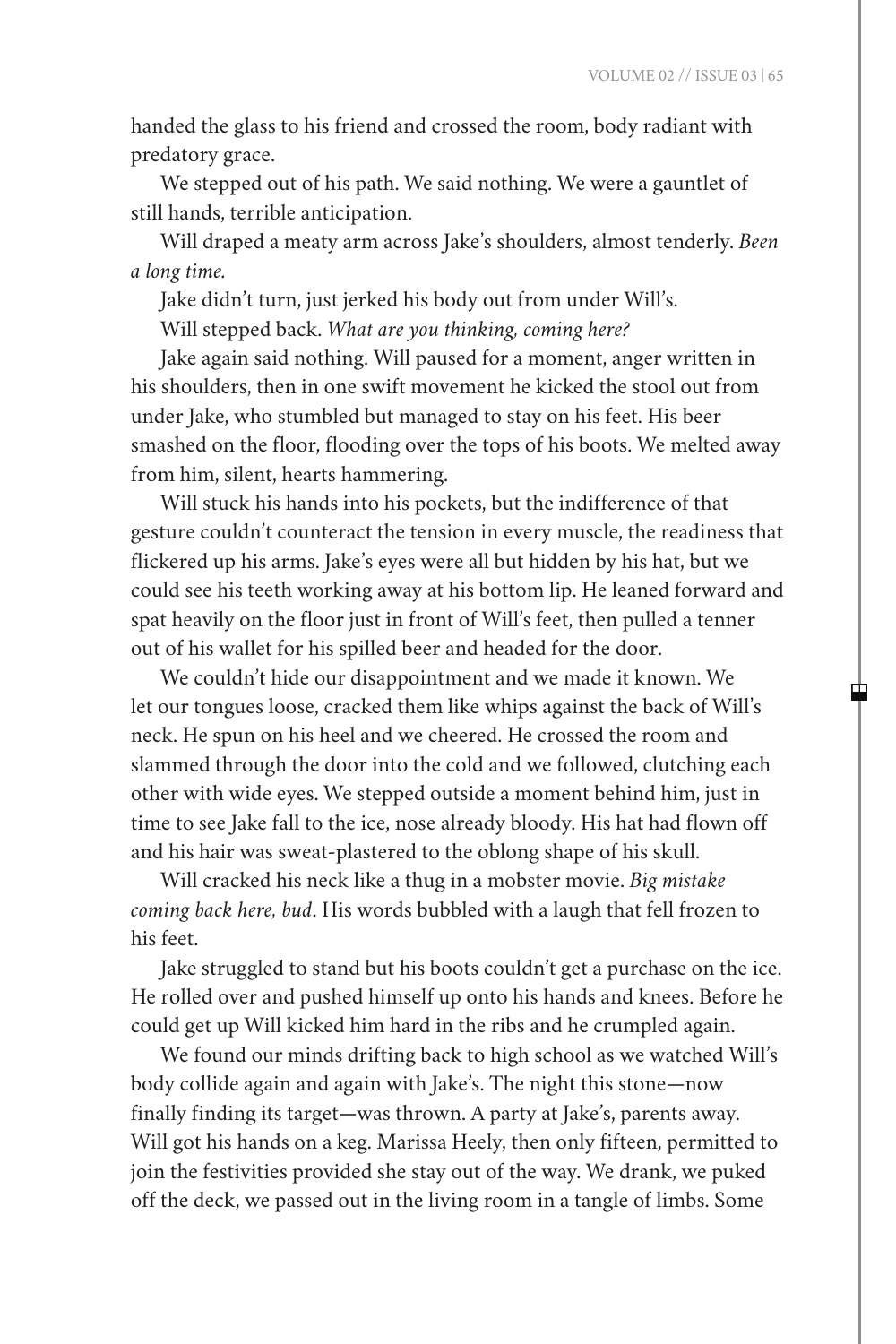handed the glass to his friend and crossed the room, body radiant with predatory grace.

We stepped out of his path. We said nothing. We were a gauntlet of still hands, terrible anticipation.

Will draped a meaty arm across Jake's shoulders, almost tenderly. *Been a long time.*

Jake didn't turn, just jerked his body out from under Will's.

Will stepped back. *What are you thinking, coming here?*

Jake again said nothing. Will paused for a moment, anger written in his shoulders, then in one swift movement he kicked the stool out from under Jake, who stumbled but managed to stay on his feet. His beer smashed on the floor, flooding over the tops of his boots. We melted away from him, silent, hearts hammering.

Will stuck his hands into his pockets, but the indifference of that gesture couldn't counteract the tension in every muscle, the readiness that flickered up his arms. Jake's eyes were all but hidden by his hat, but we could see his teeth working away at his bottom lip. He leaned forward and spat heavily on the floor just in front of Will's feet, then pulled a tenner out of his wallet for his spilled beer and headed for the door.

We couldn't hide our disappointment and we made it known. We let our tongues loose, cracked them like whips against the back of Will's neck. He spun on his heel and we cheered. He crossed the room and slammed through the door into the cold and we followed, clutching each other with wide eyes. We stepped outside a moment behind him, just in time to see Jake fall to the ice, nose already bloody. His hat had flown off and his hair was sweat-plastered to the oblong shape of his skull.

Will cracked his neck like a thug in a mobster movie. *Big mistake coming back here, bud*. His words bubbled with a laugh that fell frozen to his feet.

Jake struggled to stand but his boots couldn't get a purchase on the ice. He rolled over and pushed himself up onto his hands and knees. Before he could get up Will kicked him hard in the ribs and he crumpled again.

We found our minds drifting back to high school as we watched Will's body collide again and again with Jake's. The night this stone—now finally finding its target—was thrown. A party at Jake's, parents away. Will got his hands on a keg. Marissa Heely, then only fifteen, permitted to join the festivities provided she stay out of the way. We drank, we puked off the deck, we passed out in the living room in a tangle of limbs. Some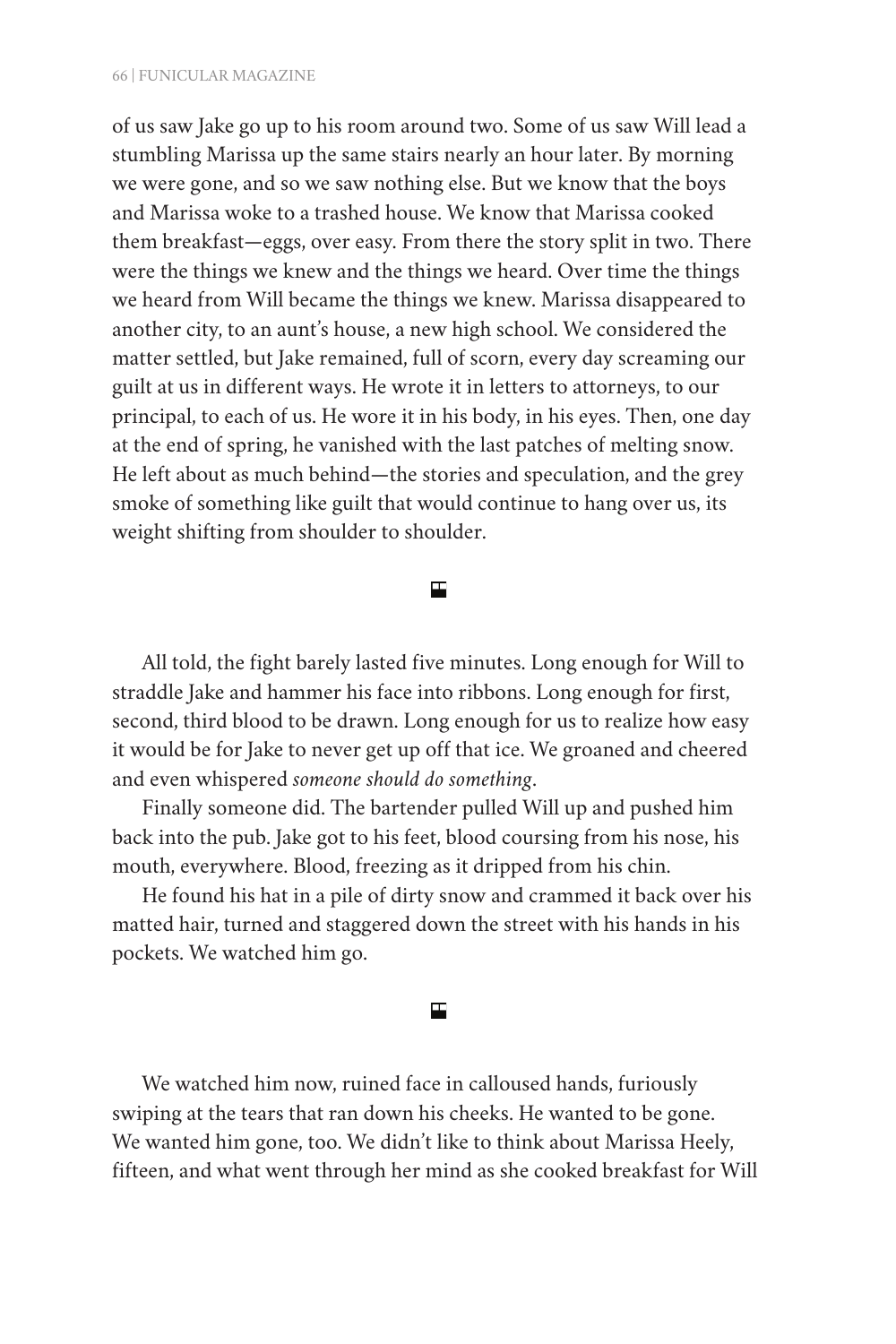of us saw Jake go up to his room around two. Some of us saw Will lead a stumbling Marissa up the same stairs nearly an hour later. By morning we were gone, and so we saw nothing else. But we know that the boys and Marissa woke to a trashed house. We know that Marissa cooked them breakfast—eggs, over easy. From there the story split in two. There were the things we knew and the things we heard. Over time the things we heard from Will became the things we knew. Marissa disappeared to another city, to an aunt's house, a new high school. We considered the matter settled, but Jake remained, full of scorn, every day screaming our guilt at us in different ways. He wrote it in letters to attorneys, to our principal, to each of us. He wore it in his body, in his eyes. Then, one day at the end of spring, he vanished with the last patches of melting snow. He left about as much behind—the stories and speculation, and the grey smoke of something like guilt that would continue to hang over us, its weight shifting from shoulder to shoulder.

All told, the fight barely lasted five minutes. Long enough for Will to straddle Jake and hammer his face into ribbons. Long enough for first, second, third blood to be drawn. Long enough for us to realize how easy it would be for Jake to never get up off that ice. We groaned and cheered and even whispered *someone should do something*.

Finally someone did. The bartender pulled Will up and pushed him back into the pub. Jake got to his feet, blood coursing from his nose, his mouth, everywhere. Blood, freezing as it dripped from his chin.

He found his hat in a pile of dirty snow and crammed it back over his matted hair, turned and staggered down the street with his hands in his pockets. We watched him go.

We watched him now, ruined face in calloused hands, furiously swiping at the tears that ran down his cheeks. He wanted to be gone. We wanted him gone, too. We didn't like to think about Marissa Heely, fifteen, and what went through her mind as she cooked breakfast for Will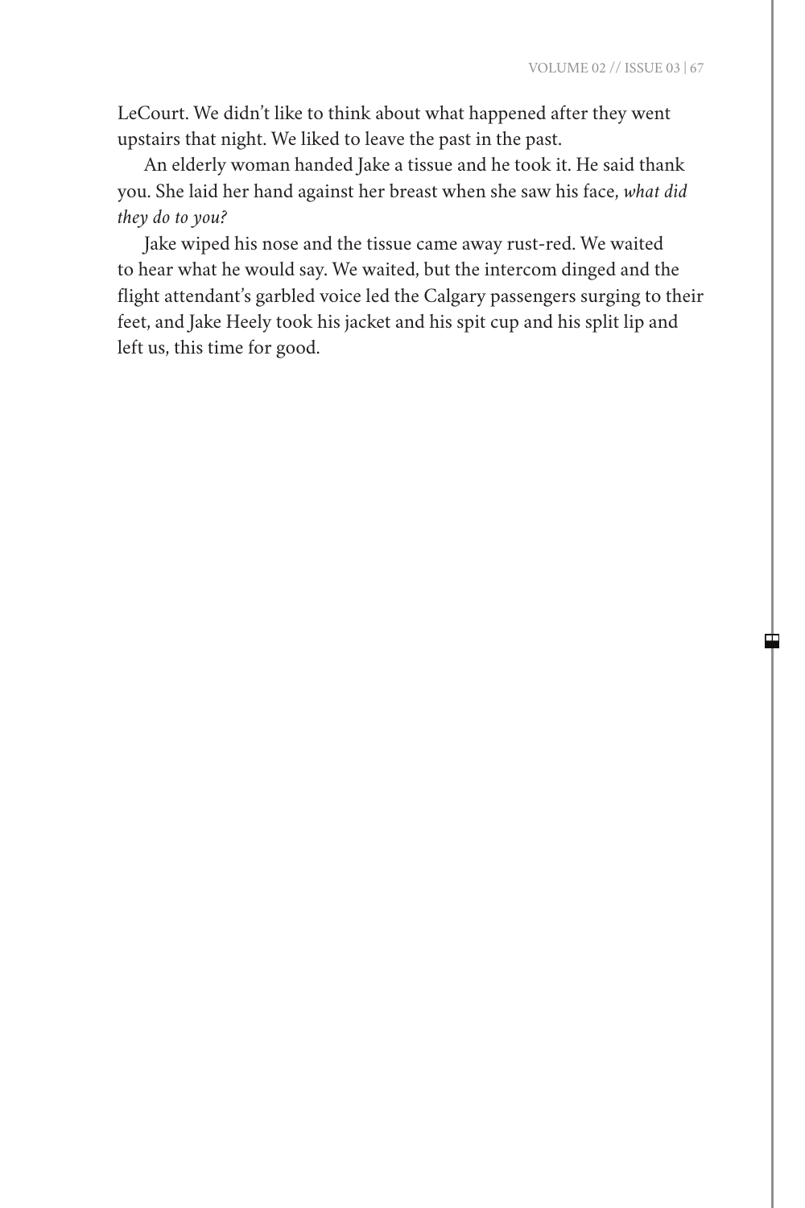LeCourt. We didn't like to think about what happened after they went upstairs that night. We liked to leave the past in the past.

An elderly woman handed Jake a tissue and he took it. He said thank you. She laid her hand against her breast when she saw his face, *what did they do to you?*

Jake wiped his nose and the tissue came away rust-red. We waited to hear what he would say. We waited, but the intercom dinged and the flight attendant's garbled voice led the Calgary passengers surging to their feet, and Jake Heely took his jacket and his spit cup and his split lip and left us, this time for good.